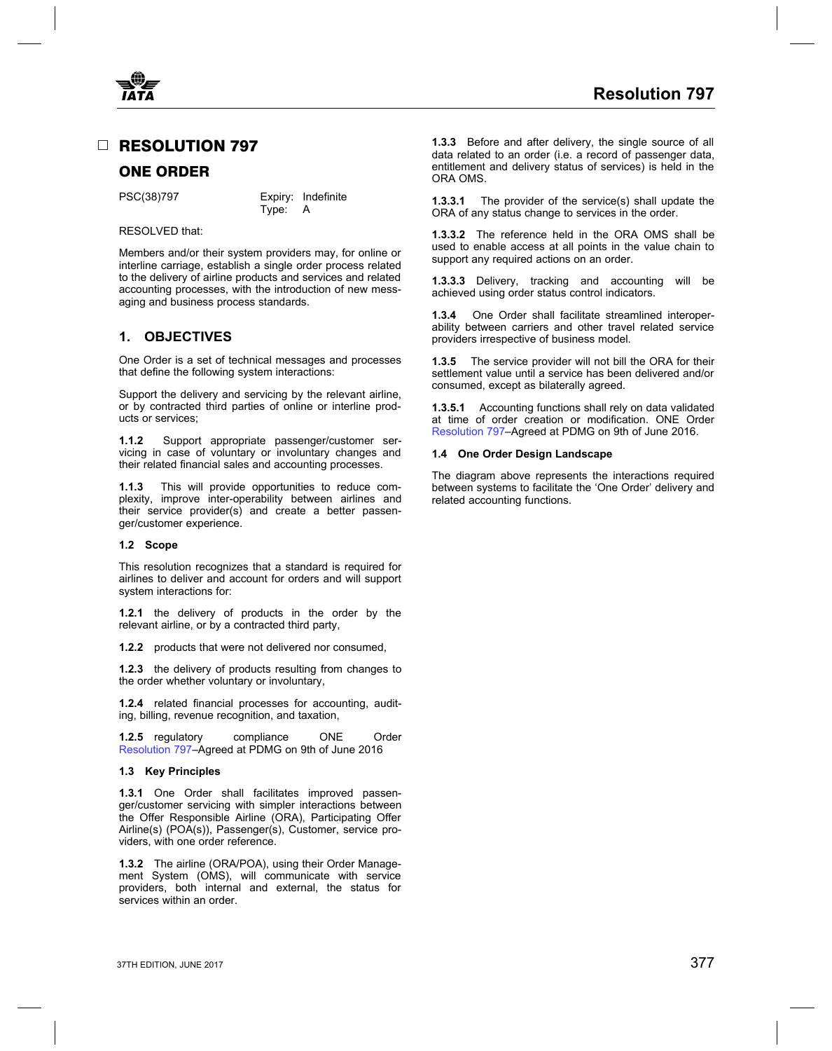# ☐ RESOLUTION 797

## ONE ORDER

PSC(38)797 — Expiry: Indefinite; Type: A

RESOLVED that:

Members and/or their system providers may, for online or interline carriage, establish a single order process related to the delivery of airline products and services and related accounting processes, with the introduction of new messaging and business process standards.

### 1. OBJECTIVES

One Order is a set of technical messages and processes that define the following system interactions:

Support the delivery and servicing by the relevant airline, or by contracted third parties of online or interline products or services;

**1.1.2** Support appropriate passenger/customer servicing in case of voluntary or involuntary changes and their related financial sales and accounting processes.

**1.1.3** This will provide opportunities to reduce complexity, improve inter-operability between airlines and their service provider(s) and create a better passenger/customer experience.

#### 1.2 Scope

This resolution recognizes that a standard is required for airlines to deliver and account for orders and will support system interactions for:

**1.2.1** the delivery of products in the order by the relevant airline, or by a contracted third party,

**1.2.2** products that were not delivered nor consumed,

**1.2.3** the delivery of products resulting from changes to the order whether voluntary or involuntary,

**1.2.4** related financial processes for accounting, auditing, billing, revenue recognition, and taxation,

**1.2.5** regulatory compliance ONE Order Resolution 797–Agreed at PDMG on 9th of June 2016

#### 1.3 Key Principles

**1.3.1** One Order shall facilitates improved passenger/customer servicing with simpler interactions between the Offer Responsible Airline (ORA), Participating Offer Airline(s) (POA(s)), Passenger(s), Customer, service providers, with one order reference.

**1.3.2** The airline (ORA/POA), using their Order Management System (OMS), will communicate with service providers, both internal and external, the status for services within an order.

**1.3.3** Before and after delivery, the single source of all data related to an order (i.e. a record of passenger data, entitlement and delivery status of services) is held in the ORA OMS.

**1.3.3.1** The provider of the service(s) shall update the ORA of any status change to services in the order.

**1.3.3.2** The reference held in the ORA OMS shall be used to enable access at all points in the value chain to support any required actions on an order.

**1.3.3.3** Delivery, tracking and accounting will be achieved using order status control indicators.

**1.3.4** One Order shall facilitate streamlined interoperability between carriers and other travel related service providers irrespective of business model.

**1.3.5** The service provider will not bill the ORA for their settlement value until a service has been delivered and/or consumed, except as bilaterally agreed.

**1.3.5.1** Accounting functions shall rely on data validated at time of order creation or modification. ONE Order Resolution 797–Agreed at PDMG on 9th of June 2016.

#### 1.4 One Order Design Landscape

The diagram above represents the interactions required between systems to facilitate the 'One Order' delivery and related accounting functions.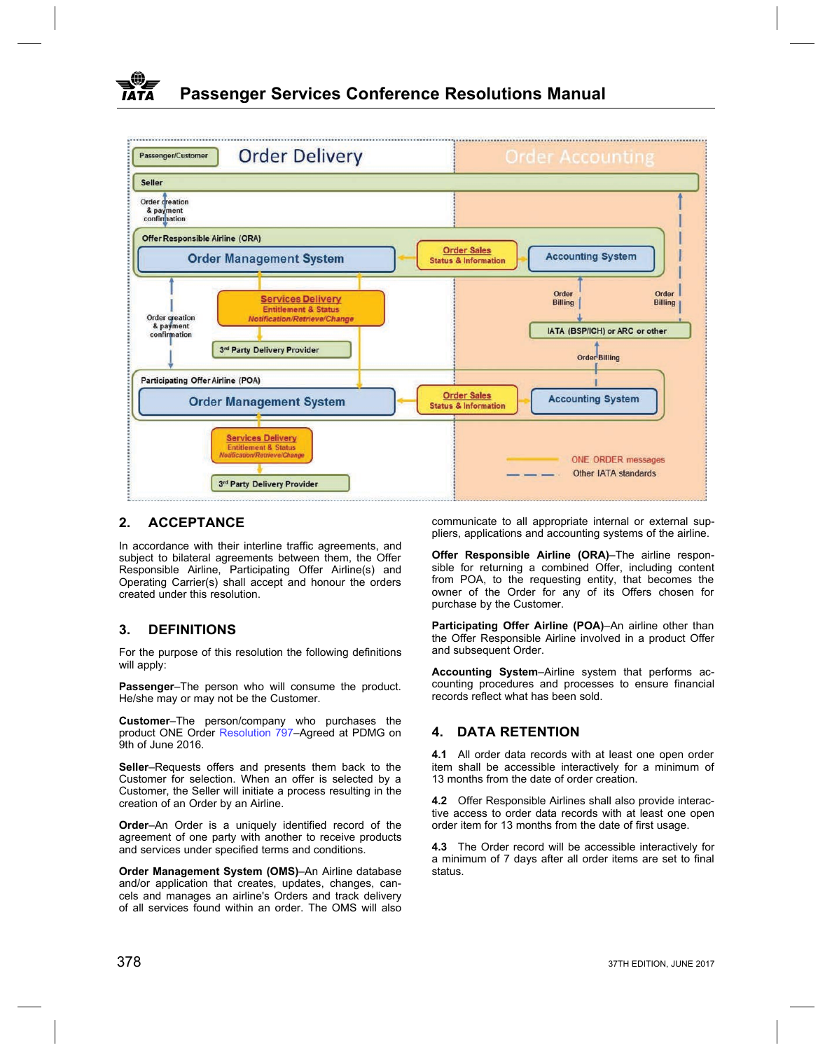## 2. ACCEPTANCE

In accordance with their interline traffic agreements, and subject to bilateral agreements between them, the Offer Responsible Airline, Participating Offer Airline(s) and Operating Carrier(s) shall accept and honour the orders created under this resolution.

## 3. DEFINITIONS

For the purpose of this resolution the following definitions will apply:

**Passenger**–The person who will consume the product. He/she may or may not be the Customer.

**Customer**–The person/company who purchases the product ONE Order Resolution 797–Agreed at PDMG on 9th of June 2016.

**Seller**–Requests offers and presents them back to the Customer for selection. When an offer is selected by a Customer, the Seller will initiate a process resulting in the creation of an Order by an Airline.

**Order**–An Order is a uniquely identified record of the agreement of one party with another to receive products and services under specified terms and conditions.

**Order Management System (OMS)**–An Airline database and/or application that creates, updates, changes, cancels and manages an airline's Orders and track delivery of all services found within an order. The OMS will also communicate to all appropriate internal or external suppliers, applications and accounting systems of the airline.

**Offer Responsible Airline (ORA)**–The airline responsible for returning a combined Offer, including content from POA, to the requesting entity, that becomes the owner of the Order for any of its Offers chosen for purchase by the Customer.

**Participating Offer Airline (POA)**–An airline other than the Offer Responsible Airline involved in a product Offer and subsequent Order.

**Accounting System**–Airline system that performs accounting procedures and processes to ensure financial records reflect what has been sold.

## 4. DATA RETENTION

**4.1** All order data records with at least one open order item shall be accessible interactively for a minimum of 13 months from the date of order creation.

**4.2** Offer Responsible Airlines shall also provide interactive access to order data records with at least one open order item for 13 months from the date of first usage.

**4.3** The Order record will be accessible interactively for a minimum of 7 days after all order items are set to final status.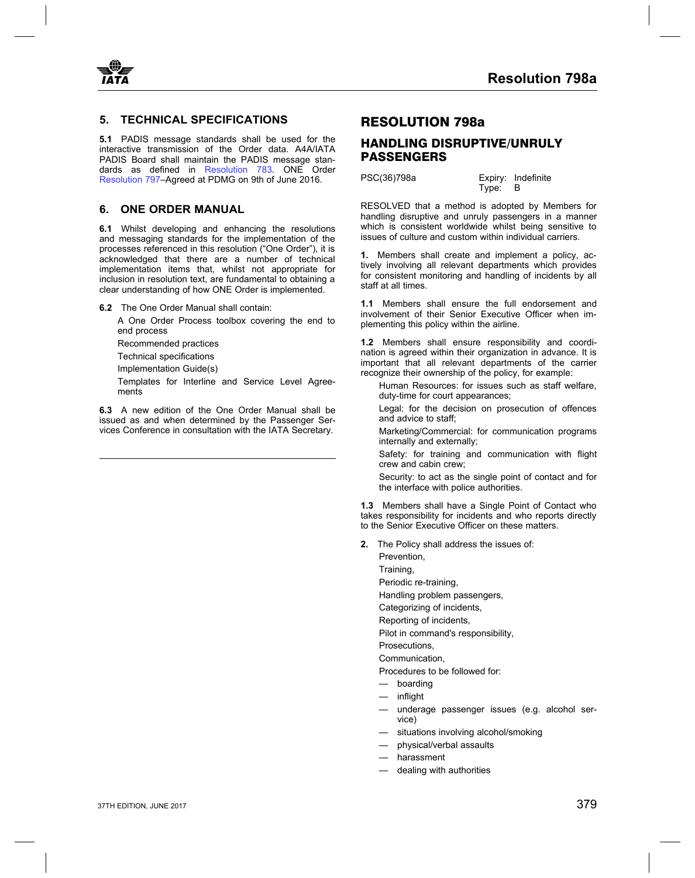## 5. TECHNICAL SPECIFICATIONS

**5.1** PADIS message standards shall be used for the interactive transmission of the Order data. A4A/IATA PADIS Board shall maintain the PADIS message standards as defined in Resolution 783. ONE Order Resolution 797–Agreed at PDMG on 9th of June 2016.

## 6. ONE ORDER MANUAL

**6.1** Whilst developing and enhancing the resolutions and messaging standards for the implementation of the processes referenced in this resolution ("One Order"), it is acknowledged that there are a number of technical implementation items that, whilst not appropriate for inclusion in resolution text, are fundamental to obtaining a clear understanding of how ONE Order is implemented.

**6.2** The One Order Manual shall contain:

A One Order Process toolbox covering the end to end process

Recommended practices

Technical specifications

Implementation Guide(s)

Templates for Interline and Service Level Agreements

**6.3** A new edition of the One Order Manual shall be issued as and when determined by the Passenger Services Conference in consultation with the IATA Secretary.

---

# RESOLUTION 798a

## HANDLING DISRUPTIVE/UNRULY PASSENGERS

PSC(36)798a

Expiry: Indefinite
Type: B

RESOLVED that a method is adopted by Members for handling disruptive and unruly passengers in a manner which is consistent worldwide whilst being sensitive to issues of culture and custom within individual carriers.

**1.** Members shall create and implement a policy, actively involving all relevant departments which provides for consistent monitoring and handling of incidents by all staff at all times.

**1.1** Members shall ensure the full endorsement and involvement of their Senior Executive Officer when implementing this policy within the airline.

**1.2** Members shall ensure responsibility and coordination is agreed within their organization in advance. It is important that all relevant departments of the carrier recognize their ownership of the policy, for example:

Human Resources: for issues such as staff welfare, duty-time for court appearances;

Legal: for the decision on prosecution of offences and advice to staff;

Marketing/Commercial: for communication programs internally and externally;

Safety: for training and communication with flight crew and cabin crew;

Security: to act as the single point of contact and for the interface with police authorities.

**1.3** Members shall have a Single Point of Contact who takes responsibility for incidents and who reports directly to the Senior Executive Officer on these matters.

**2.** The Policy shall address the issues of:

Prevention,

Training,

Periodic re-training,

Handling problem passengers,

Categorizing of incidents,

Reporting of incidents,

Pilot in command's responsibility,

Prosecutions,

Communication,

Procedures to be followed for:

- boarding
- inflight
- underage passenger issues (e.g. alcohol service)
- situations involving alcohol/smoking
- physical/verbal assaults
- harassment
- dealing with authorities